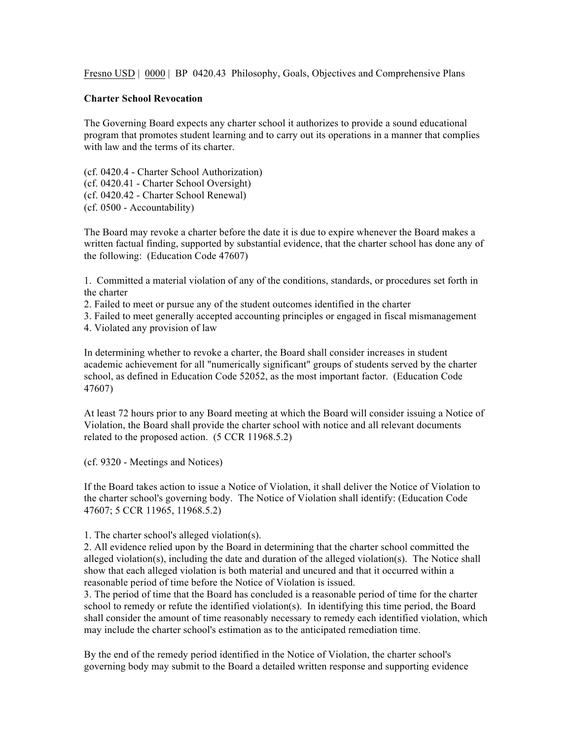Fresno USD | 0000 | BP 0420.43 Philosophy, Goals, Objectives and Comprehensive Plans

**Charter School Revocation**

The Governing Board expects any charter school it authorizes to provide a sound educational program that promotes student learning and to carry out its operations in a manner that complies with law and the terms of its charter.

(cf. 0420.4 - Charter School Authorization)
(cf. 0420.41 - Charter School Oversight)
(cf. 0420.42 - Charter School Renewal)
(cf. 0500 - Accountability)

The Board may revoke a charter before the date it is due to expire whenever the Board makes a written factual finding, supported by substantial evidence, that the charter school has done any of the following: (Education Code 47607)

1. Committed a material violation of any of the conditions, standards, or procedures set forth in the charter
2. Failed to meet or pursue any of the student outcomes identified in the charter
3. Failed to meet generally accepted accounting principles or engaged in fiscal mismanagement
4. Violated any provision of law

In determining whether to revoke a charter, the Board shall consider increases in student academic achievement for all "numerically significant" groups of students served by the charter school, as defined in Education Code 52052, as the most important factor. (Education Code 47607)

At least 72 hours prior to any Board meeting at which the Board will consider issuing a Notice of Violation, the Board shall provide the charter school with notice and all relevant documents related to the proposed action. (5 CCR 11968.5.2)

(cf. 9320 - Meetings and Notices)

If the Board takes action to issue a Notice of Violation, it shall deliver the Notice of Violation to the charter school's governing body. The Notice of Violation shall identify: (Education Code 47607; 5 CCR 11965, 11968.5.2)

1. The charter school's alleged violation(s).
2. All evidence relied upon by the Board in determining that the charter school committed the alleged violation(s), including the date and duration of the alleged violation(s). The Notice shall show that each alleged violation is both material and uncured and that it occurred within a reasonable period of time before the Notice of Violation is issued.
3. The period of time that the Board has concluded is a reasonable period of time for the charter school to remedy or refute the identified violation(s). In identifying this time period, the Board shall consider the amount of time reasonably necessary to remedy each identified violation, which may include the charter school's estimation as to the anticipated remediation time.

By the end of the remedy period identified in the Notice of Violation, the charter school's governing body may submit to the Board a detailed written response and supporting evidence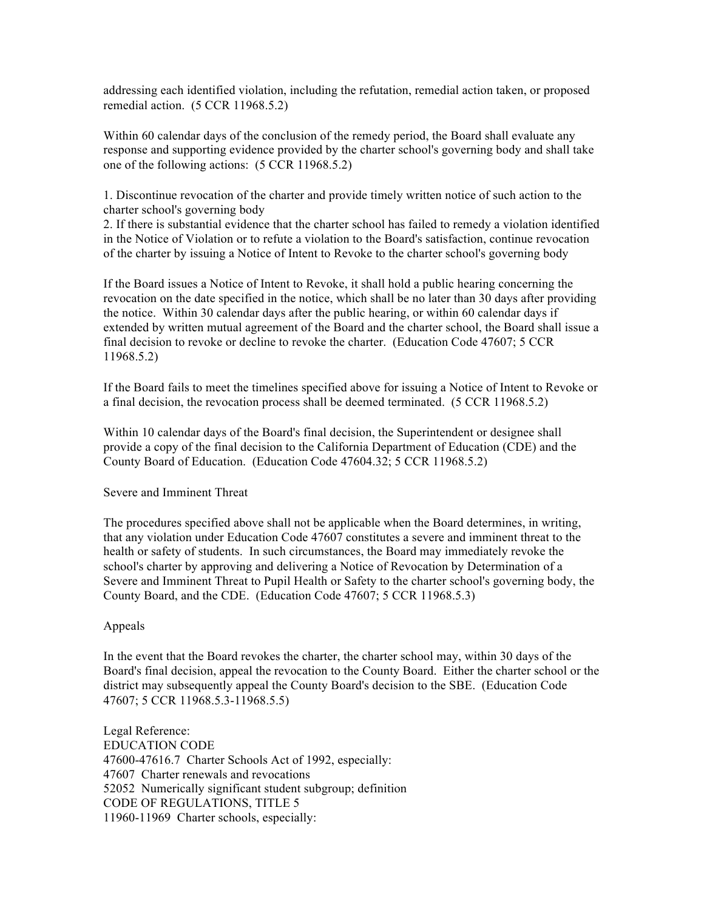addressing each identified violation, including the refutation, remedial action taken, or proposed remedial action. (5 CCR 11968.5.2)

Within 60 calendar days of the conclusion of the remedy period, the Board shall evaluate any response and supporting evidence provided by the charter school's governing body and shall take one of the following actions: (5 CCR 11968.5.2)

1. Discontinue revocation of the charter and provide timely written notice of such action to the charter school's governing body
2. If there is substantial evidence that the charter school has failed to remedy a violation identified in the Notice of Violation or to refute a violation to the Board's satisfaction, continue revocation of the charter by issuing a Notice of Intent to Revoke to the charter school's governing body

If the Board issues a Notice of Intent to Revoke, it shall hold a public hearing concerning the revocation on the date specified in the notice, which shall be no later than 30 days after providing the notice. Within 30 calendar days after the public hearing, or within 60 calendar days if extended by written mutual agreement of the Board and the charter school, the Board shall issue a final decision to revoke or decline to revoke the charter. (Education Code 47607; 5 CCR 11968.5.2)

If the Board fails to meet the timelines specified above for issuing a Notice of Intent to Revoke or a final decision, the revocation process shall be deemed terminated. (5 CCR 11968.5.2)

Within 10 calendar days of the Board's final decision, the Superintendent or designee shall provide a copy of the final decision to the California Department of Education (CDE) and the County Board of Education. (Education Code 47604.32; 5 CCR 11968.5.2)

## Severe and Imminent Threat

The procedures specified above shall not be applicable when the Board determines, in writing, that any violation under Education Code 47607 constitutes a severe and imminent threat to the health or safety of students. In such circumstances, the Board may immediately revoke the school's charter by approving and delivering a Notice of Revocation by Determination of a Severe and Imminent Threat to Pupil Health or Safety to the charter school's governing body, the County Board, and the CDE. (Education Code 47607; 5 CCR 11968.5.3)

## Appeals

In the event that the Board revokes the charter, the charter school may, within 30 days of the Board's final decision, appeal the revocation to the County Board. Either the charter school or the district may subsequently appeal the County Board's decision to the SBE. (Education Code 47607; 5 CCR 11968.5.3-11968.5.5)

Legal Reference:
EDUCATION CODE
47600-47616.7 Charter Schools Act of 1992, especially:
47607 Charter renewals and revocations
52052 Numerically significant student subgroup; definition
CODE OF REGULATIONS, TITLE 5
11960-11969 Charter schools, especially: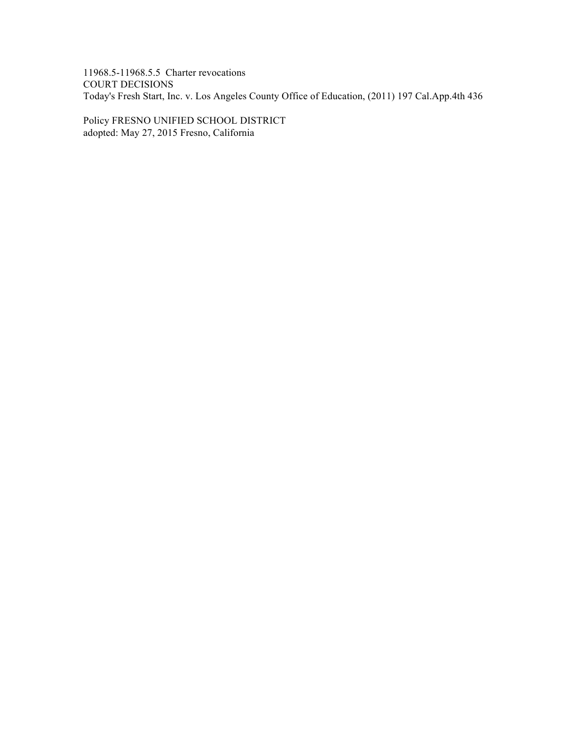11968.5-11968.5.5 Charter revocations
COURT DECISIONS
Today's Fresh Start, Inc. v. Los Angeles County Office of Education, (2011) 197 Cal.App.4th 436

Policy FRESNO UNIFIED SCHOOL DISTRICT
adopted: May 27, 2015 Fresno, California